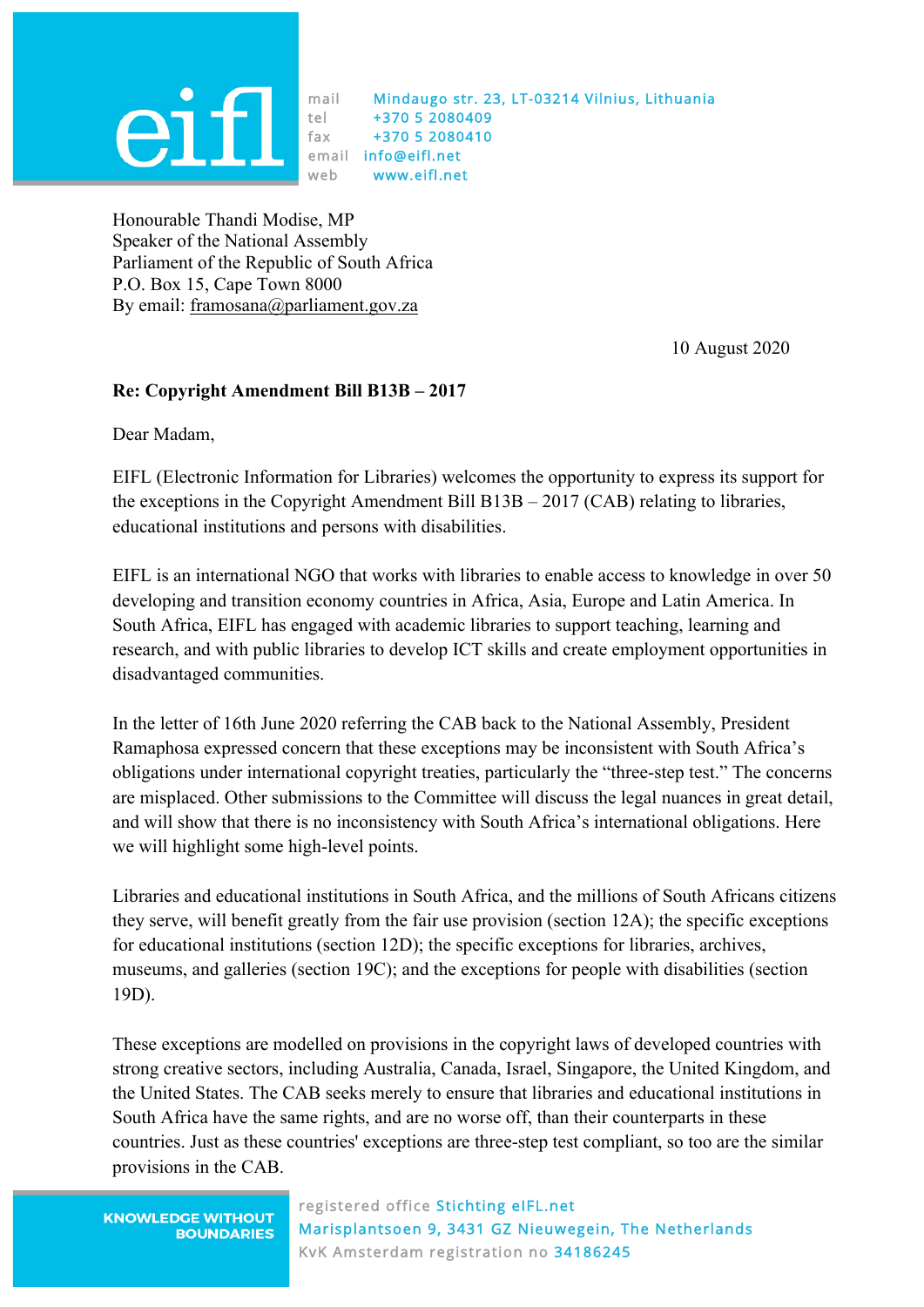eifl

mail Mindaugo str. 23, LT-03214 Vilnius, Lithuania
tel +370 5 2080409
fax +370 5 2080410
email info@eifl.net
web www.eifl.net

Honourable Thandi Modise, MP
Speaker of the National Assembly
Parliament of the Republic of South Africa
P.O. Box 15, Cape Town 8000
By email: framosana@parliament.gov.za

10 August 2020

**Re: Copyright Amendment Bill B13B – 2017**

Dear Madam,

EIFL (Electronic Information for Libraries) welcomes the opportunity to express its support for the exceptions in the Copyright Amendment Bill B13B – 2017 (CAB) relating to libraries, educational institutions and persons with disabilities.

EIFL is an international NGO that works with libraries to enable access to knowledge in over 50 developing and transition economy countries in Africa, Asia, Europe and Latin America. In South Africa, EIFL has engaged with academic libraries to support teaching, learning and research, and with public libraries to develop ICT skills and create employment opportunities in disadvantaged communities.

In the letter of 16th June 2020 referring the CAB back to the National Assembly, President Ramaphosa expressed concern that these exceptions may be inconsistent with South Africa's obligations under international copyright treaties, particularly the "three-step test." The concerns are misplaced. Other submissions to the Committee will discuss the legal nuances in great detail, and will show that there is no inconsistency with South Africa's international obligations. Here we will highlight some high-level points.

Libraries and educational institutions in South Africa, and the millions of South Africans citizens they serve, will benefit greatly from the fair use provision (section 12A); the specific exceptions for educational institutions (section 12D); the specific exceptions for libraries, archives, museums, and galleries (section 19C); and the exceptions for people with disabilities (section 19D).

These exceptions are modelled on provisions in the copyright laws of developed countries with strong creative sectors, including Australia, Canada, Israel, Singapore, the United Kingdom, and the United States. The CAB seeks merely to ensure that libraries and educational institutions in South Africa have the same rights, and are no worse off, than their counterparts in these countries. Just as these countries' exceptions are three-step test compliant, so too are the similar provisions in the CAB.

KNOWLEDGE WITHOUT BOUNDARIES

registered office Stichting eIFL.net
Marisplantsoen 9, 3431 GZ Nieuwegein, The Netherlands
KvK Amsterdam registration no 34186245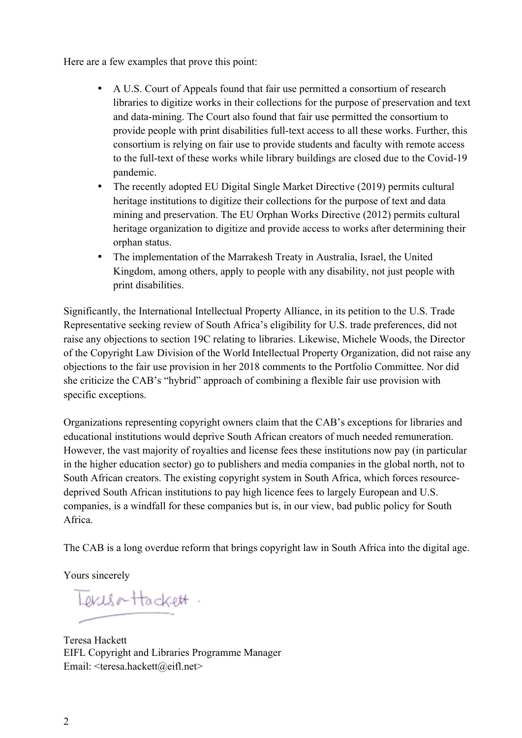Here are a few examples that prove this point:

- A U.S. Court of Appeals found that fair use permitted a consortium of research libraries to digitize works in their collections for the purpose of preservation and text and data-mining. The Court also found that fair use permitted the consortium to provide people with print disabilities full-text access to all these works. Further, this consortium is relying on fair use to provide students and faculty with remote access to the full-text of these works while library buildings are closed due to the Covid-19 pandemic.
- The recently adopted EU Digital Single Market Directive (2019) permits cultural heritage institutions to digitize their collections for the purpose of text and data mining and preservation. The EU Orphan Works Directive (2012) permits cultural heritage organization to digitize and provide access to works after determining their orphan status.
- The implementation of the Marrakesh Treaty in Australia, Israel, the United Kingdom, among others, apply to people with any disability, not just people with print disabilities.

Significantly, the International Intellectual Property Alliance, in its petition to the U.S. Trade Representative seeking review of South Africa's eligibility for U.S. trade preferences, did not raise any objections to section 19C relating to libraries. Likewise, Michele Woods, the Director of the Copyright Law Division of the World Intellectual Property Organization, did not raise any objections to the fair use provision in her 2018 comments to the Portfolio Committee. Nor did she criticize the CAB's "hybrid" approach of combining a flexible fair use provision with specific exceptions.

Organizations representing copyright owners claim that the CAB's exceptions for libraries and educational institutions would deprive South African creators of much needed remuneration. However, the vast majority of royalties and license fees these institutions now pay (in particular in the higher education sector) go to publishers and media companies in the global north, not to South African creators. The existing copyright system in South Africa, which forces resource-deprived South African institutions to pay high licence fees to largely European and U.S. companies, is a windfall for these companies but is, in our view, bad public policy for South Africa.

The CAB is a long overdue reform that brings copyright law in South Africa into the digital age.

Yours sincerely

Teresa Hackett

Teresa Hackett
EIFL Copyright and Libraries Programme Manager
Email: <teresa.hackett@eifl.net>